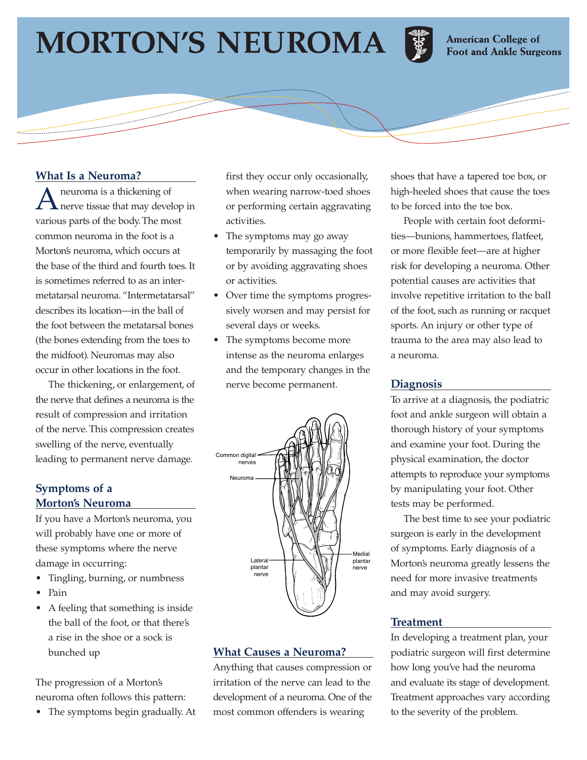# MORTON'S NEUROMA

American College of Foot and Ankle Surgeons

## What Is a Neuroma?

A neuroma is a thickening of nerve tissue that may develop in various parts of the body. The most common neuroma in the foot is a Morton's neuroma, which occurs at the base of the third and fourth toes. It is sometimes referred to as an intermetatarsal neuroma. "Intermetatarsal" describes its location—in the ball of the foot between the metatarsal bones (the bones extending from the toes to the midfoot). Neuromas may also occur in other locations in the foot.

The thickening, or enlargement, of the nerve that defines a neuroma is the result of compression and irritation of the nerve. This compression creates swelling of the nerve, eventually leading to permanent nerve damage.

## Symptoms of a Morton's Neuroma

If you have a Morton's neuroma, you will probably have one or more of these symptoms where the nerve damage in occurring:

- Tingling, burning, or numbness
- Pain
- A feeling that something is inside the ball of the foot, or that there's a rise in the shoe or a sock is bunched up

The progression of a Morton's neuroma often follows this pattern:

- The symptoms begin gradually. At first they occur only occasionally, when wearing narrow-toed shoes or performing certain aggravating activities.
- The symptoms may go away temporarily by massaging the foot or by avoiding aggravating shoes or activities.
- Over time the symptoms progressively worsen and may persist for several days or weeks.
- The symptoms become more intense as the neuroma enlarges and the temporary changes in the nerve become permanent.

Common digital nerves
Neuroma
Lateral plantar nerve
Medial plantar nerve

## What Causes a Neuroma?

Anything that causes compression or irritation of the nerve can lead to the development of a neuroma. One of the most common offenders is wearing shoes that have a tapered toe box, or high-heeled shoes that cause the toes to be forced into the toe box.

People with certain foot deformities—bunions, hammertoes, flatfeet, or more flexible feet—are at higher risk for developing a neuroma. Other potential causes are activities that involve repetitive irritation to the ball of the foot, such as running or racquet sports. An injury or other type of trauma to the area may also lead to a neuroma.

## Diagnosis

To arrive at a diagnosis, the podiatric foot and ankle surgeon will obtain a thorough history of your symptoms and examine your foot. During the physical examination, the doctor attempts to reproduce your symptoms by manipulating your foot. Other tests may be performed.

The best time to see your podiatric surgeon is early in the development of symptoms. Early diagnosis of a Morton's neuroma greatly lessens the need for more invasive treatments and may avoid surgery.

## Treatment

In developing a treatment plan, your podiatric surgeon will first determine how long you've had the neuroma and evaluate its stage of development. Treatment approaches vary according to the severity of the problem.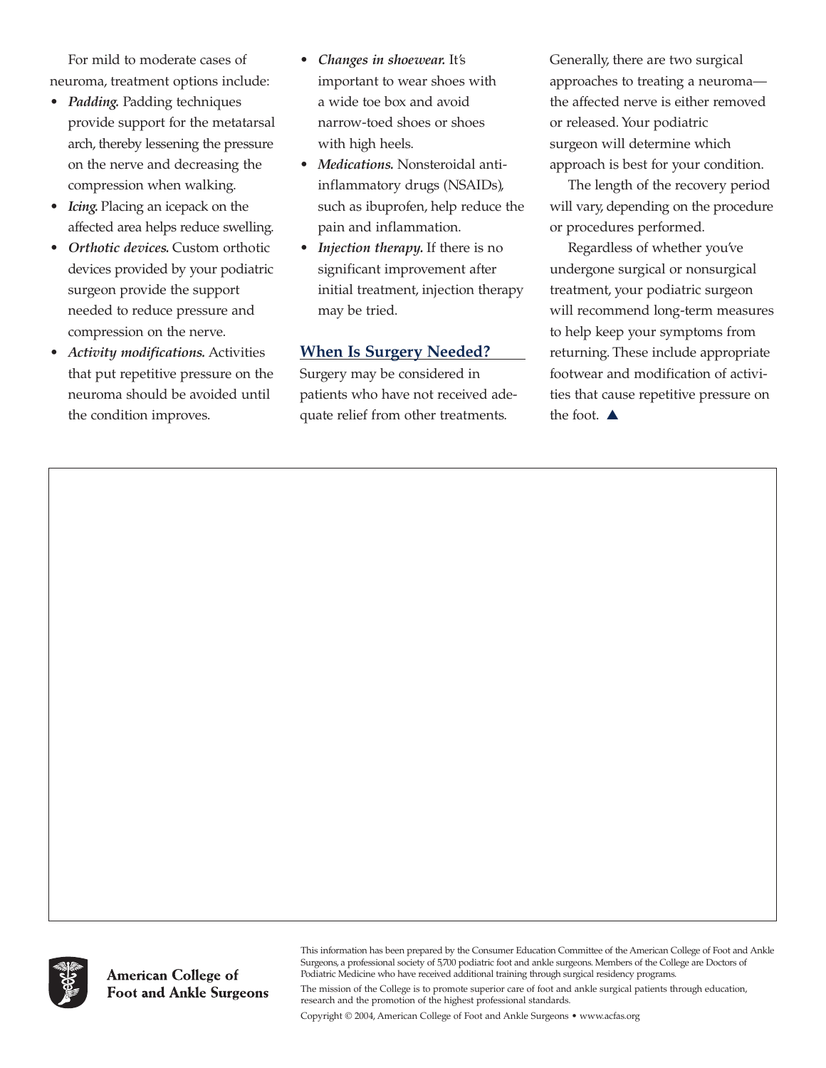For mild to moderate cases of neuroma, treatment options include:

- ***Padding.*** Padding techniques provide support for the metatarsal arch, thereby lessening the pressure on the nerve and decreasing the compression when walking.
- ***Icing.*** Placing an icepack on the affected area helps reduce swelling.
- ***Orthotic devices.*** Custom orthotic devices provided by your podiatric surgeon provide the support needed to reduce pressure and compression on the nerve.
- ***Activity modifications.*** Activities that put repetitive pressure on the neuroma should be avoided until the condition improves.
- ***Changes in shoewear.*** It's important to wear shoes with a wide toe box and avoid narrow-toed shoes or shoes with high heels.
- ***Medications.*** Nonsteroidal anti-inflammatory drugs (NSAIDs), such as ibuprofen, help reduce the pain and inflammation.
- ***Injection therapy.*** If there is no significant improvement after initial treatment, injection therapy may be tried.

## When Is Surgery Needed?

Surgery may be considered in patients who have not received adequate relief from other treatments. Generally, there are two surgical approaches to treating a neuroma—the affected nerve is either removed or released. Your podiatric surgeon will determine which approach is best for your condition.

The length of the recovery period will vary, depending on the procedure or procedures performed.

Regardless of whether you've undergone surgical or nonsurgical treatment, your podiatric surgeon will recommend long-term measures to help keep your symptoms from returning. These include appropriate footwear and modification of activities that cause repetitive pressure on the foot. ▲

**American College of Foot and Ankle Surgeons**

This information has been prepared by the Consumer Education Committee of the American College of Foot and Ankle Surgeons, a professional society of 5,700 podiatric foot and ankle surgeons. Members of the College are Doctors of Podiatric Medicine who have received additional training through surgical residency programs.

The mission of the College is to promote superior care of foot and ankle surgical patients through education, research and the promotion of the highest professional standards.

Copyright © 2004, American College of Foot and Ankle Surgeons • www.acfas.org